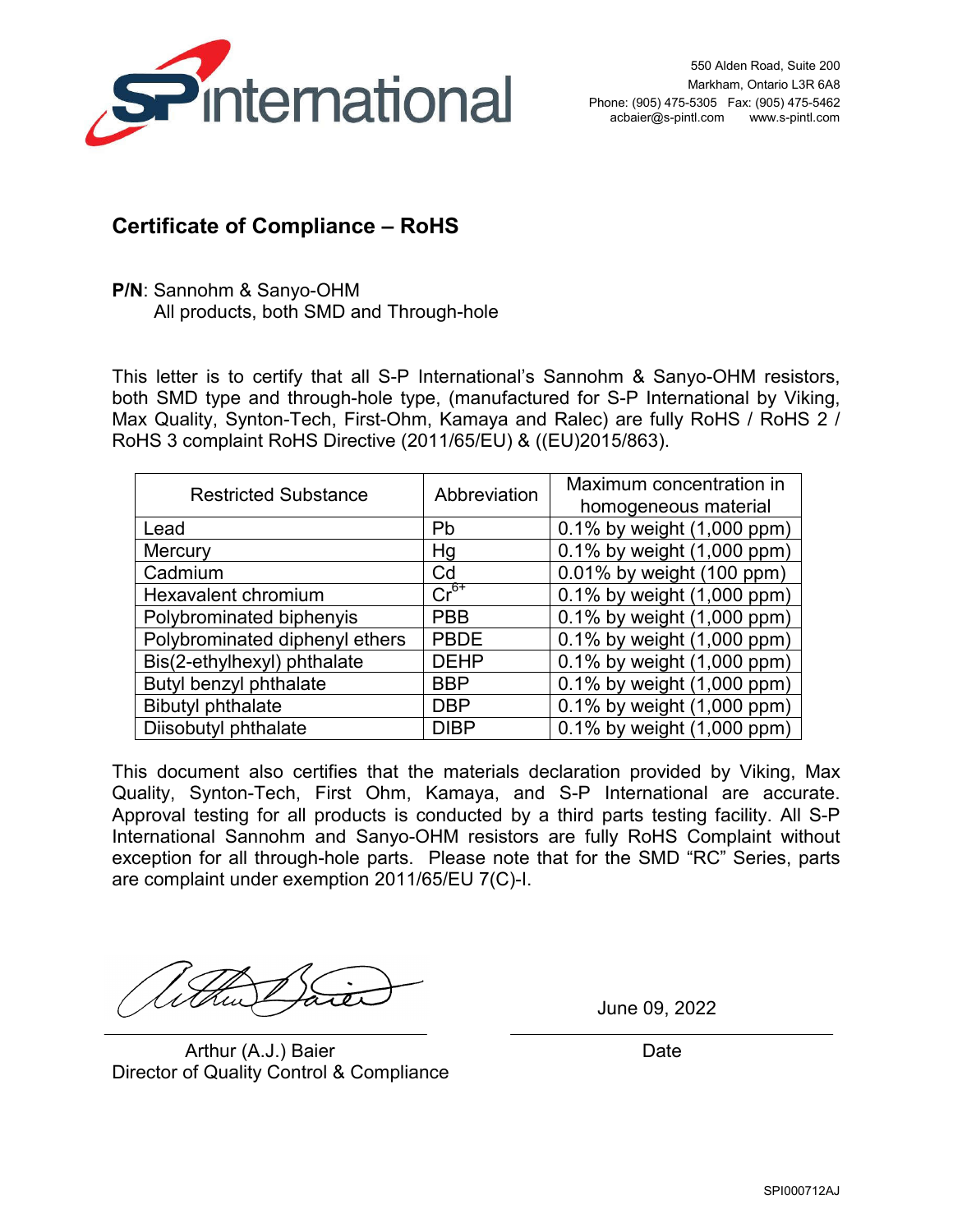S-P international

550 Alden Road, Suite 200
Markham, Ontario L3R 6A8
Phone: (905) 475-5305 Fax: (905) 475-5462
acbaier@s-pintl.com www.s-pintl.com

## Certificate of Compliance – RoHS

**P/N**: Sannohm & Sanyo-OHM
All products, both SMD and Through-hole

This letter is to certify that all S-P International's Sannohm & Sanyo-OHM resistors, both SMD type and through-hole type, (manufactured for S-P International by Viking, Max Quality, Synton-Tech, First-Ohm, Kamaya and Ralec) are fully RoHS / RoHS 2 / RoHS 3 complaint RoHS Directive (2011/65/EU) & ((EU)2015/863).

| Restricted Substance | Abbreviation | Maximum concentration in homogeneous material |
|---|---|---|
| Lead | Pb | 0.1% by weight (1,000 ppm) |
| Mercury | Hg | 0.1% by weight (1,000 ppm) |
| Cadmium | Cd | 0.01% by weight (100 ppm) |
| Hexavalent chromium | $Cr^{6+}$ | 0.1% by weight (1,000 ppm) |
| Polybrominated biphenyis | PBB | 0.1% by weight (1,000 ppm) |
| Polybrominated diphenyl ethers | PBDE | 0.1% by weight (1,000 ppm) |
| Bis(2-ethylhexyl) phthalate | DEHP | 0.1% by weight (1,000 ppm) |
| Butyl benzyl phthalate | BBP | 0.1% by weight (1,000 ppm) |
| Bibutyl phthalate | DBP | 0.1% by weight (1,000 ppm) |
| Diisobutyl phthalate | DIBP | 0.1% by weight (1,000 ppm) |

This document also certifies that the materials declaration provided by Viking, Max Quality, Synton-Tech, First Ohm, Kamaya, and S-P International are accurate. Approval testing for all products is conducted by a third parts testing facility. All S-P International Sannohm and Sanyo-OHM resistors are fully RoHS Complaint without exception for all through-hole parts. Please note that for the SMD "RC" Series, parts are complaint under exemption 2011/65/EU 7(C)-I.

Arthur (A.J.) Baier
Director of Quality Control & Compliance

June 09, 2022

Date

SPI000712AJ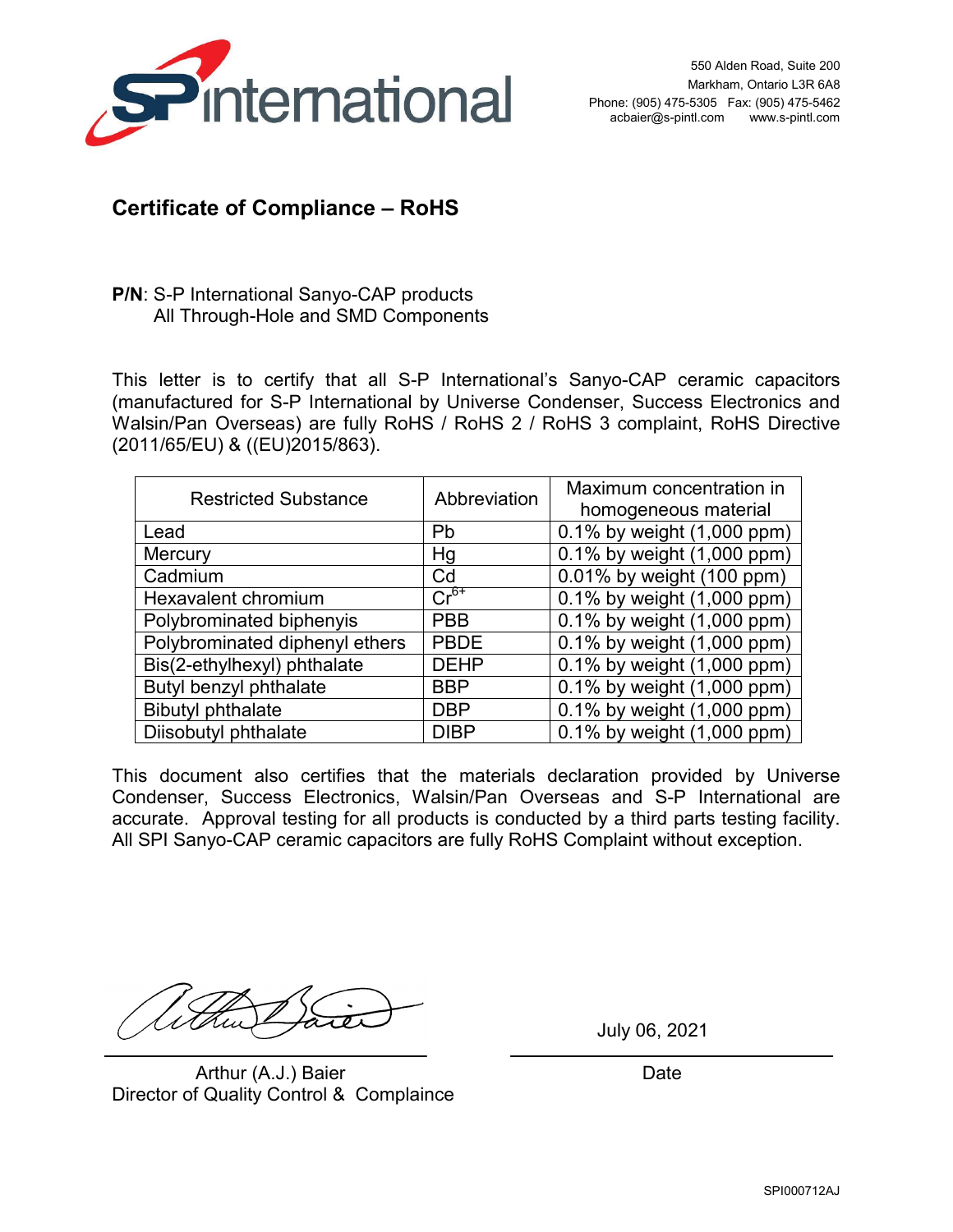550 Alden Road, Suite 200
Markham, Ontario L3R 6A8
Phone: (905) 475-5305 Fax: (905) 475-5462
acbaier@s-pintl.com www.s-pintl.com

## Certificate of Compliance – RoHS

**P/N**: S-P International Sanyo-CAP products
All Through-Hole and SMD Components

This letter is to certify that all S-P International's Sanyo-CAP ceramic capacitors (manufactured for S-P International by Universe Condenser, Success Electronics and Walsin/Pan Overseas) are fully RoHS / RoHS 2 / RoHS 3 complaint, RoHS Directive (2011/65/EU) & ((EU)2015/863).

| Restricted Substance | Abbreviation | Maximum concentration in homogeneous material |
|---|---|---|
| Lead | Pb | 0.1% by weight (1,000 ppm) |
| Mercury | Hg | 0.1% by weight (1,000 ppm) |
| Cadmium | Cd | 0.01% by weight (100 ppm) |
| Hexavalent chromium | $Cr^{6+}$ | 0.1% by weight (1,000 ppm) |
| Polybrominated biphenyis | PBB | 0.1% by weight (1,000 ppm) |
| Polybrominated diphenyl ethers | PBDE | 0.1% by weight (1,000 ppm) |
| Bis(2-ethylhexyl) phthalate | DEHP | 0.1% by weight (1,000 ppm) |
| Butyl benzyl phthalate | BBP | 0.1% by weight (1,000 ppm) |
| Bibutyl phthalate | DBP | 0.1% by weight (1,000 ppm) |
| Diisobutyl phthalate | DIBP | 0.1% by weight (1,000 ppm) |

This document also certifies that the materials declaration provided by Universe Condenser, Success Electronics, Walsin/Pan Overseas and S-P International are accurate. Approval testing for all products is conducted by a third parts testing facility. All SPI Sanyo-CAP ceramic capacitors are fully RoHS Complaint without exception.

Arthur (A.J.) Baier
Director of Quality Control & Complaince

July 06, 2021

Date

SPI000712AJ